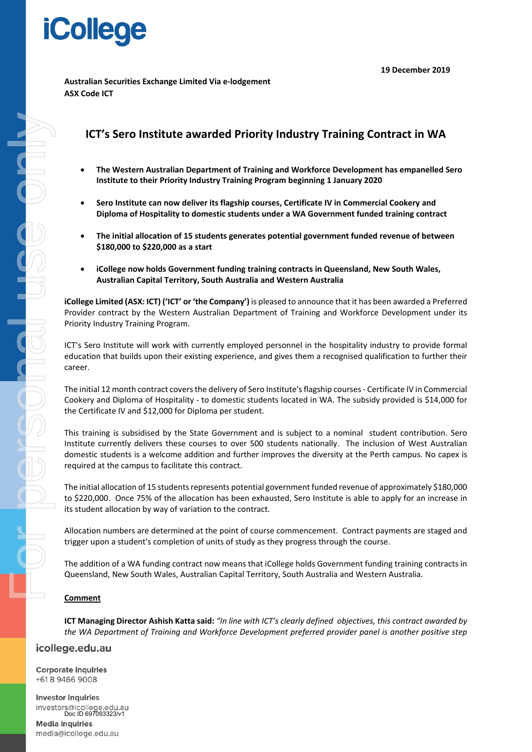iCollege

19 December 2019

**Australian Securities Exchange Limited Via e-lodgement**
**ASX Code ICT**

# ICT's Sero Institute awarded Priority Industry Training Contract in WA

- **The Western Australian Department of Training and Workforce Development has empanelled Sero Institute to their Priority Industry Training Program beginning 1 January 2020**
- **Sero Institute can now deliver its flagship courses, Certificate IV in Commercial Cookery and Diploma of Hospitality to domestic students under a WA Government funded training contract**
- **The initial allocation of 15 students generates potential government funded revenue of between \$180,000 to \$220,000 as a start**
- **iCollege now holds Government funding training contracts in Queensland, New South Wales, Australian Capital Territory, South Australia and Western Australia**

**iCollege Limited (ASX: ICT) ('ICT' or 'the Company')** is pleased to announce that it has been awarded a Preferred Provider contract by the Western Australian Department of Training and Workforce Development under its Priority Industry Training Program.

ICT's Sero Institute will work with currently employed personnel in the hospitality industry to provide formal education that builds upon their existing experience, and gives them a recognised qualification to further their career.

The initial 12 month contract covers the delivery of Sero Institute's flagship courses - Certificate IV in Commercial Cookery and Diploma of Hospitality - to domestic students located in WA. The subsidy provided is \$14,000 for the Certificate IV and \$12,000 for Diploma per student.

This training is subsidised by the State Government and is subject to a nominal student contribution. Sero Institute currently delivers these courses to over 500 students nationally. The inclusion of West Australian domestic students is a welcome addition and further improves the diversity at the Perth campus. No capex is required at the campus to facilitate this contract.

The initial allocation of 15 students represents potential government funded revenue of approximately \$180,000 to \$220,000. Once 75% of the allocation has been exhausted, Sero Institute is able to apply for an increase in its student allocation by way of variation to the contract.

Allocation numbers are determined at the point of course commencement. Contract payments are staged and trigger upon a student's completion of units of study as they progress through the course.

The addition of a WA funding contract now means that iCollege holds Government funding training contracts in Queensland, New South Wales, Australian Capital Territory, South Australia and Western Australia.

## Comment

**ICT Managing Director Ashish Katta said:** *"In line with ICT's clearly defined objectives, this contract awarded by the WA Department of Training and Workforce Development preferred provider panel is another positive step*

icollege.edu.au

Corporate inquiries
+61 8 9466 9008

Investor inquiries
investors@icollege.edu.au

Media inquiries
media@icollege.edu.au

Doc ID 697093323/v1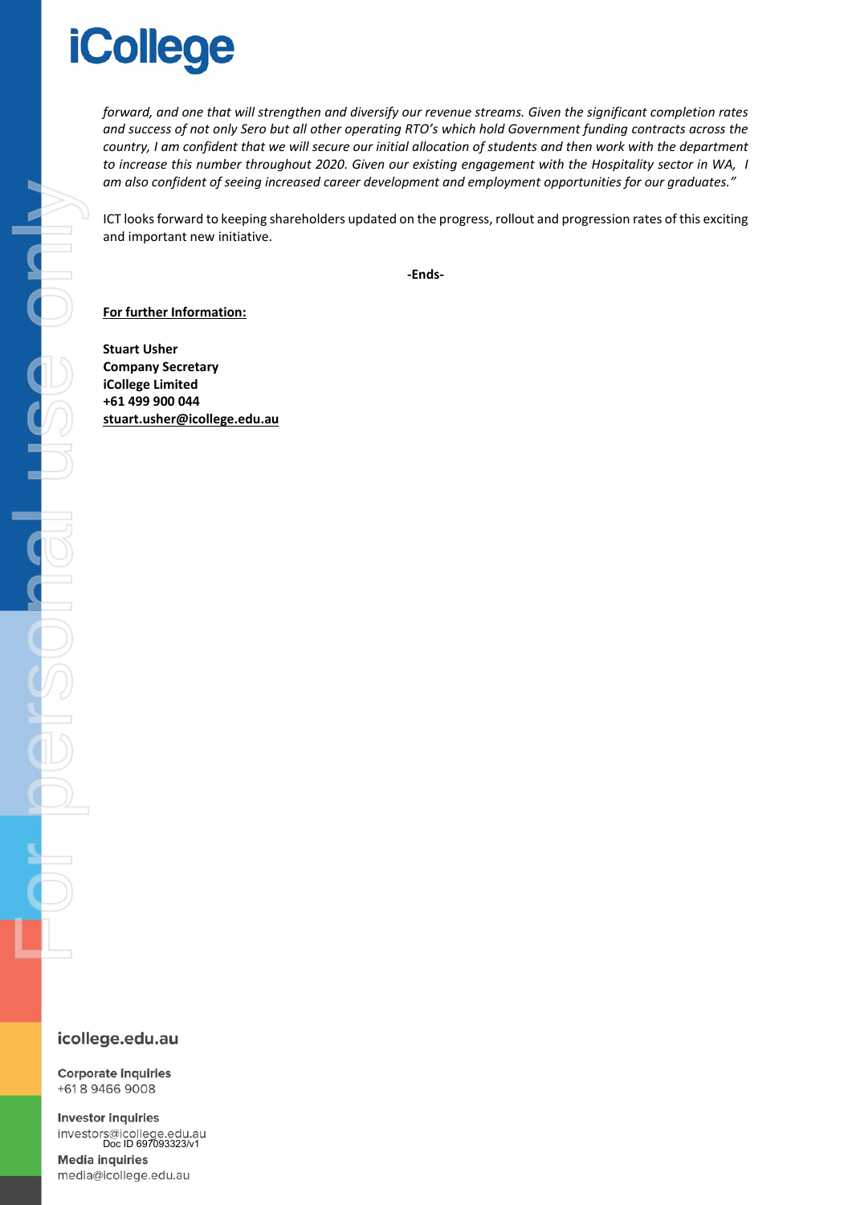*forward, and one that will strengthen and diversify our revenue streams. Given the significant completion rates and success of not only Sero but all other operating RTO's which hold Government funding contracts across the country, I am confident that we will secure our initial allocation of students and then work with the department to increase this number throughout 2020. Given our existing engagement with the Hospitality sector in WA, I am also confident of seeing increased career development and employment opportunities for our graduates."*

ICT looks forward to keeping shareholders updated on the progress, rollout and progression rates of this exciting and important new initiative.

**-Ends-**

**For further Information:**

**Stuart Usher**
**Company Secretary**
**iCollege Limited**
**+61 499 900 044**
**stuart.usher@icollege.edu.au**

icollege.edu.au

**Corporate inquiries**
+61 8 9466 9008

**Investor inquiries**
investors@icollege.edu.au

**Media inquiries**
media@icollege.edu.au

Doc ID 697093323/v1